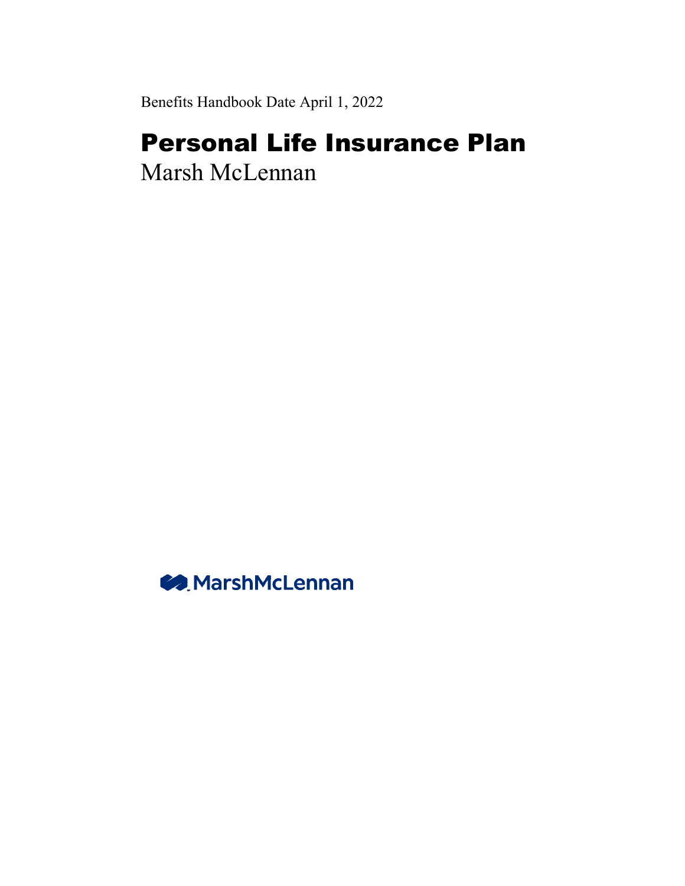Benefits Handbook Date April 1, 2022

# Personal Life Insurance Plan

Marsh McLennan

MarshMcLennan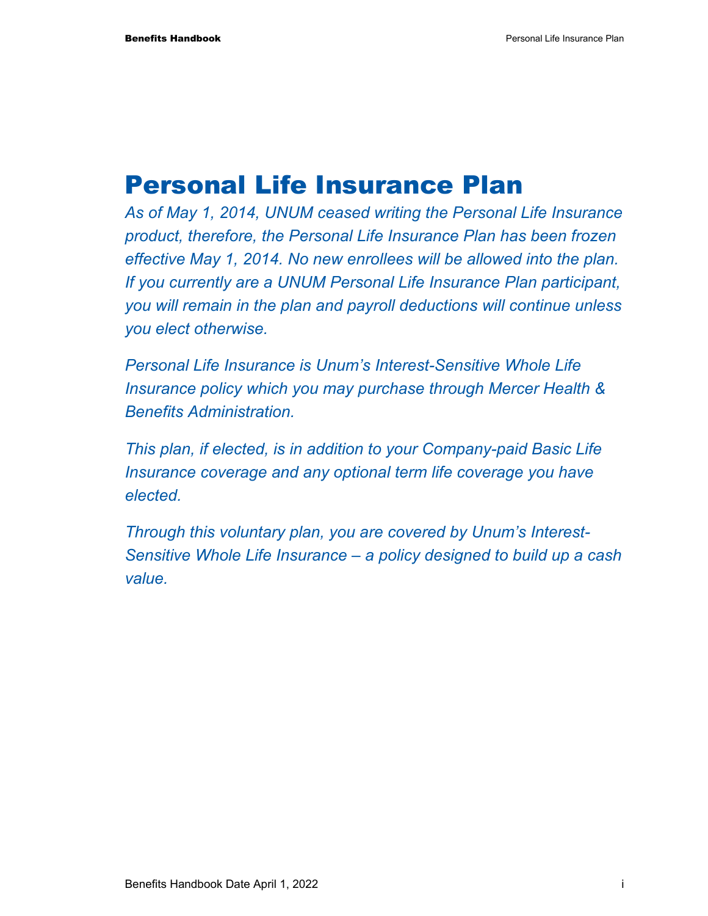# Personal Life Insurance Plan

*As of May 1, 2014, UNUM ceased writing the Personal Life Insurance product, therefore, the Personal Life Insurance Plan has been frozen effective May 1, 2014. No new enrollees will be allowed into the plan. If you currently are a UNUM Personal Life Insurance Plan participant, you will remain in the plan and payroll deductions will continue unless you elect otherwise.*

*Personal Life Insurance is Unum's Interest-Sensitive Whole Life Insurance policy which you may purchase through Mercer Health & Benefits Administration.*

*This plan, if elected, is in addition to your Company-paid Basic Life Insurance coverage and any optional term life coverage you have elected.*

*Through this voluntary plan, you are covered by Unum's Interest-Sensitive Whole Life Insurance – a policy designed to build up a cash value.*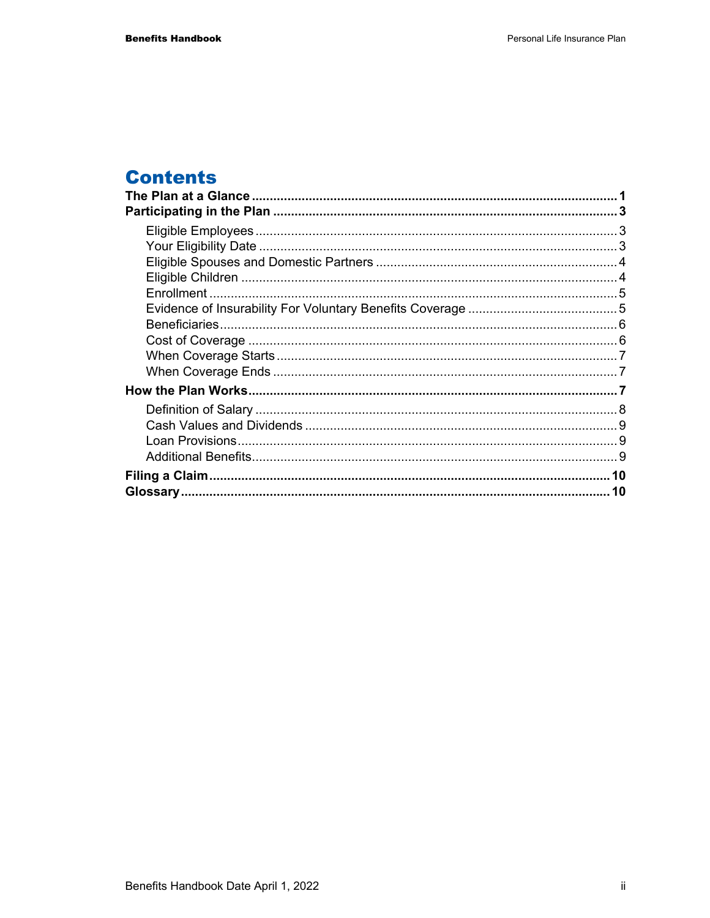# Contents

**The Plan at a Glance** ..... **1**

**Participating in the Plan** ..... **3**

- Eligible Employees ..... 3
- Your Eligibility Date ..... 3
- Eligible Spouses and Domestic Partners ..... 4
- Eligible Children ..... 4
- Enrollment ..... 5
- Evidence of Insurability For Voluntary Benefits Coverage ..... 5
- Beneficiaries ..... 6
- Cost of Coverage ..... 6
- When Coverage Starts ..... 7
- When Coverage Ends ..... 7

**How the Plan Works** ..... **7**

- Definition of Salary ..... 8
- Cash Values and Dividends ..... 9
- Loan Provisions ..... 9
- Additional Benefits ..... 9

**Filing a Claim** ..... **10**

**Glossary** ..... **10**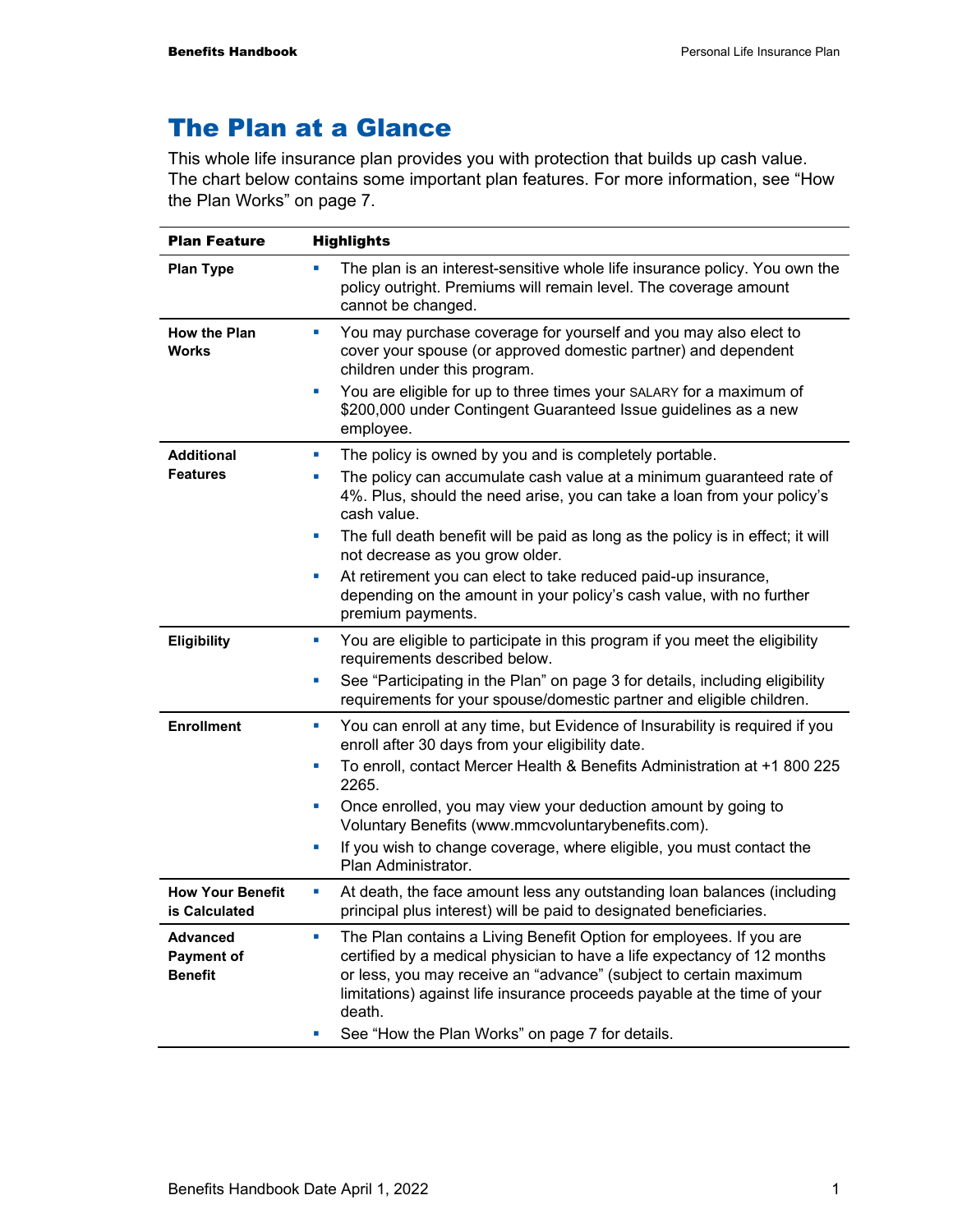# The Plan at a Glance

This whole life insurance plan provides you with protection that builds up cash value. The chart below contains some important plan features. For more information, see "How the Plan Works" on page 7.

| Plan Feature | Highlights |
|---|---|
| **Plan Type** | ▪ The plan is an interest-sensitive whole life insurance policy. You own the policy outright. Premiums will remain level. The coverage amount cannot be changed. |
| **How the Plan Works** | ▪ You may purchase coverage for yourself and you may also elect to cover your spouse (or approved domestic partner) and dependent children under this program.<br>▪ You are eligible for up to three times your SALARY for a maximum of $200,000 under Contingent Guaranteed Issue guidelines as a new employee. |
| **Additional Features** | ▪ The policy is owned by you and is completely portable.<br>▪ The policy can accumulate cash value at a minimum guaranteed rate of 4%. Plus, should the need arise, you can take a loan from your policy's cash value.<br>▪ The full death benefit will be paid as long as the policy is in effect; it will not decrease as you grow older.<br>▪ At retirement you can elect to take reduced paid-up insurance, depending on the amount in your policy's cash value, with no further premium payments. |
| **Eligibility** | ▪ You are eligible to participate in this program if you meet the eligibility requirements described below.<br>▪ See "Participating in the Plan" on page 3 for details, including eligibility requirements for your spouse/domestic partner and eligible children. |
| **Enrollment** | ▪ You can enroll at any time, but Evidence of Insurability is required if you enroll after 30 days from your eligibility date.<br>▪ To enroll, contact Mercer Health & Benefits Administration at +1 800 225 2265.<br>▪ Once enrolled, you may view your deduction amount by going to Voluntary Benefits (www.mmcvoluntarybenefits.com).<br>▪ If you wish to change coverage, where eligible, you must contact the Plan Administrator. |
| **How Your Benefit is Calculated** | ▪ At death, the face amount less any outstanding loan balances (including principal plus interest) will be paid to designated beneficiaries. |
| **Advanced Payment of Benefit** | ▪ The Plan contains a Living Benefit Option for employees. If you are certified by a medical physician to have a life expectancy of 12 months or less, you may receive an "advance" (subject to certain maximum limitations) against life insurance proceeds payable at the time of your death.<br>▪ See "How the Plan Works" on page 7 for details. |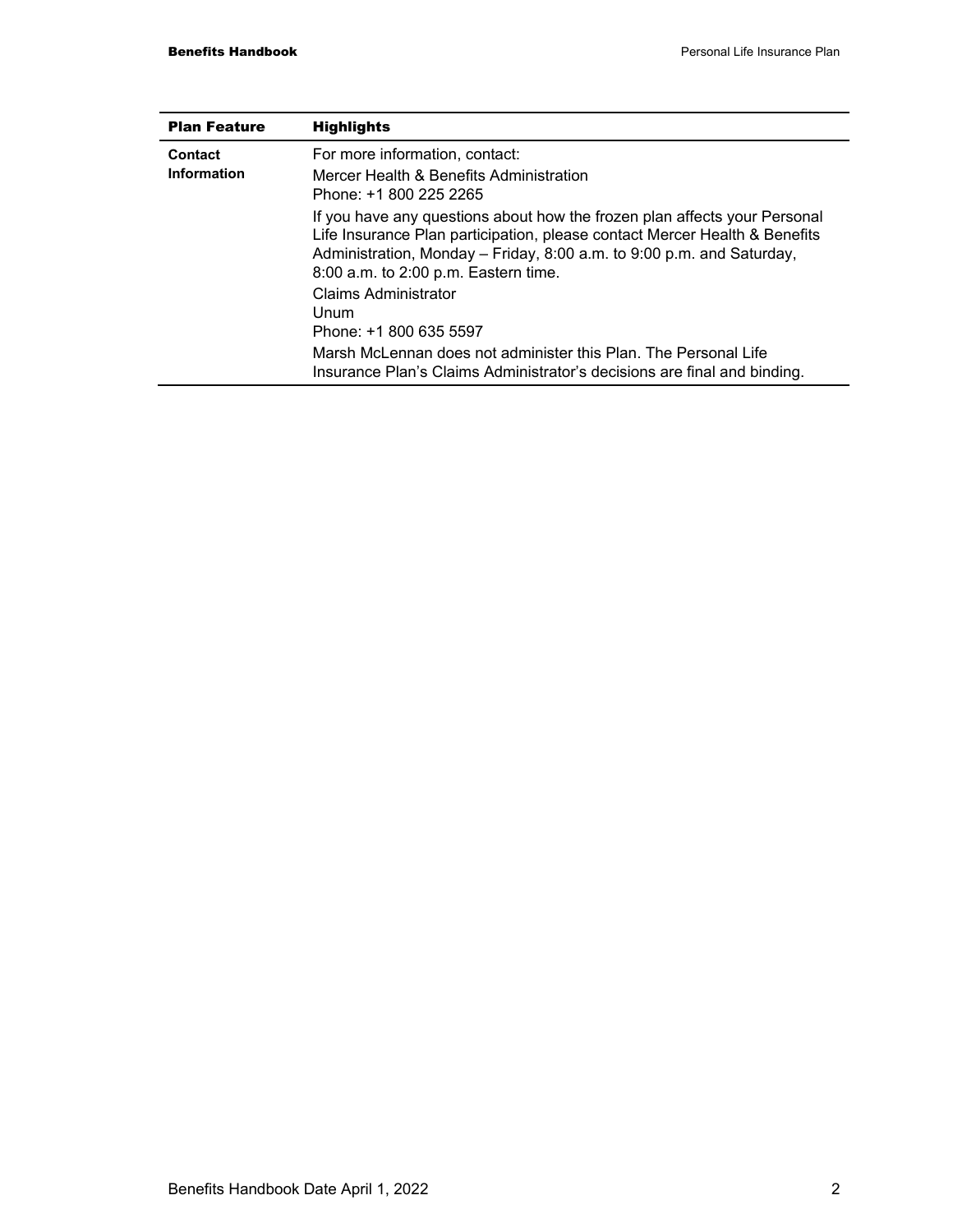| Plan Feature | Highlights |
| --- | --- |
| **Contact Information** | For more information, contact:<br>Mercer Health & Benefits Administration<br>Phone: +1 800 225 2265<br>If you have any questions about how the frozen plan affects your Personal Life Insurance Plan participation, please contact Mercer Health & Benefits Administration, Monday – Friday, 8:00 a.m. to 9:00 p.m. and Saturday, 8:00 a.m. to 2:00 p.m. Eastern time.<br>Claims Administrator<br>Unum<br>Phone: +1 800 635 5597<br>Marsh McLennan does not administer this Plan. The Personal Life Insurance Plan's Claims Administrator's decisions are final and binding. |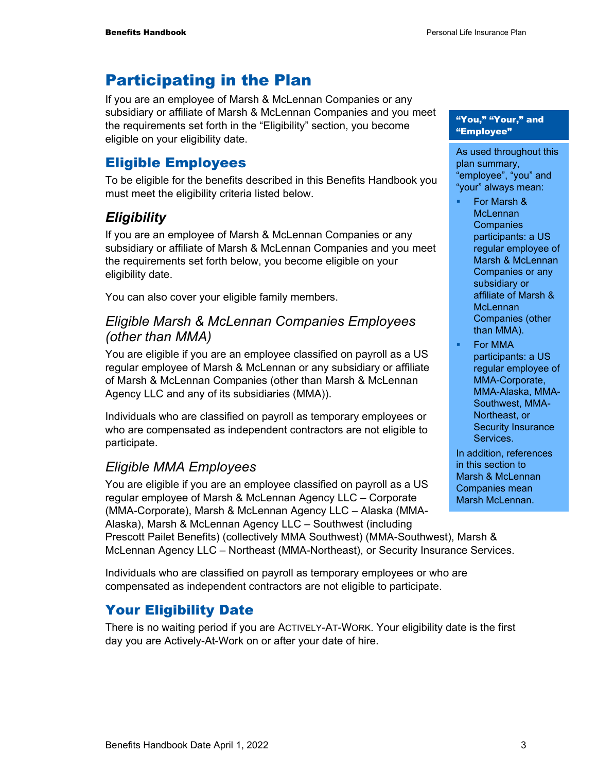# Participating in the Plan

If you are an employee of Marsh & McLennan Companies or any subsidiary or affiliate of Marsh & McLennan Companies and you meet the requirements set forth in the "Eligibility" section, you become eligible on your eligibility date.

> **"You," "Your," and "Employee"**
>
> As used throughout this plan summary, "employee", "you" and "your" always mean:
>
> - For Marsh & McLennan Companies participants: a US regular employee of Marsh & McLennan Companies or any subsidiary or affiliate of Marsh & McLennan Companies (other than MMA).
> - For MMA participants: a US regular employee of MMA-Corporate, MMA-Alaska, MMA-Southwest, MMA-Northeast, or Security Insurance Services.
>
> In addition, references in this section to Marsh & McLennan Companies mean Marsh McLennan.

## Eligible Employees

To be eligible for the benefits described in this Benefits Handbook you must meet the eligibility criteria listed below.

### *Eligibility*

If you are an employee of Marsh & McLennan Companies or any subsidiary or affiliate of Marsh & McLennan Companies and you meet the requirements set forth below, you become eligible on your eligibility date.

You can also cover your eligible family members.

#### *Eligible Marsh & McLennan Companies Employees (other than MMA)*

You are eligible if you are an employee classified on payroll as a US regular employee of Marsh & McLennan or any subsidiary or affiliate of Marsh & McLennan Companies (other than Marsh & McLennan Agency LLC and any of its subsidiaries (MMA)).

Individuals who are classified on payroll as temporary employees or who are compensated as independent contractors are not eligible to participate.

#### *Eligible MMA Employees*

You are eligible if you are an employee classified on payroll as a US regular employee of Marsh & McLennan Agency LLC – Corporate (MMA-Corporate), Marsh & McLennan Agency LLC – Alaska (MMA-Alaska), Marsh & McLennan Agency LLC – Southwest (including Prescott Pailet Benefits) (collectively MMA Southwest) (MMA-Southwest), Marsh & McLennan Agency LLC – Northeast (MMA-Northeast), or Security Insurance Services.

Individuals who are classified on payroll as temporary employees or who are compensated as independent contractors are not eligible to participate.

## Your Eligibility Date

There is no waiting period if you are ACTIVELY-AT-WORK. Your eligibility date is the first day you are Actively-At-Work on or after your date of hire.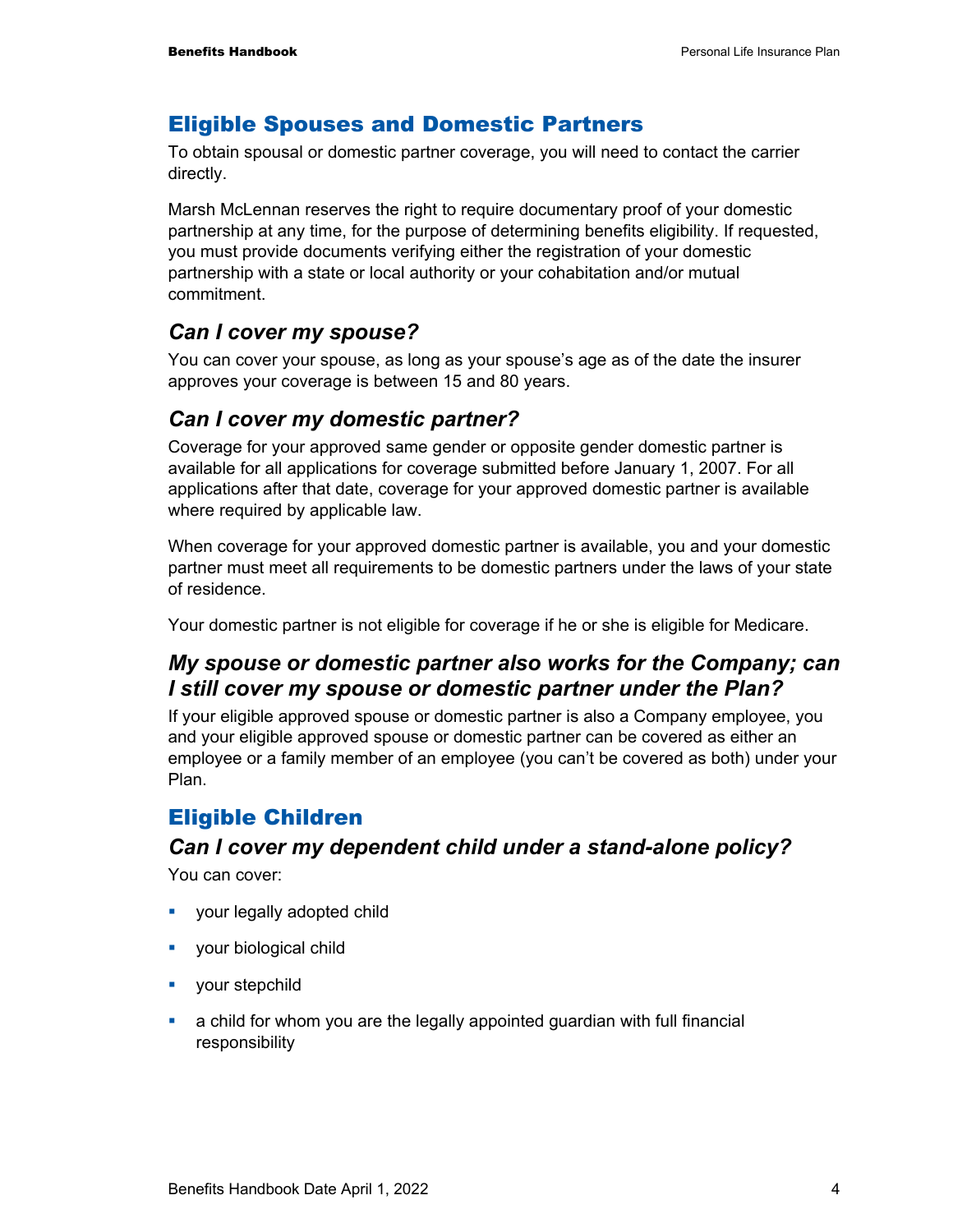## Eligible Spouses and Domestic Partners

To obtain spousal or domestic partner coverage, you will need to contact the carrier directly.

Marsh McLennan reserves the right to require documentary proof of your domestic partnership at any time, for the purpose of determining benefits eligibility. If requested, you must provide documents verifying either the registration of your domestic partnership with a state or local authority or your cohabitation and/or mutual commitment.

### *Can I cover my spouse?*

You can cover your spouse, as long as your spouse's age as of the date the insurer approves your coverage is between 15 and 80 years.

### *Can I cover my domestic partner?*

Coverage for your approved same gender or opposite gender domestic partner is available for all applications for coverage submitted before January 1, 2007. For all applications after that date, coverage for your approved domestic partner is available where required by applicable law.

When coverage for your approved domestic partner is available, you and your domestic partner must meet all requirements to be domestic partners under the laws of your state of residence.

Your domestic partner is not eligible for coverage if he or she is eligible for Medicare.

### *My spouse or domestic partner also works for the Company; can I still cover my spouse or domestic partner under the Plan?*

If your eligible approved spouse or domestic partner is also a Company employee, you and your eligible approved spouse or domestic partner can be covered as either an employee or a family member of an employee (you can't be covered as both) under your Plan.

## Eligible Children

### *Can I cover my dependent child under a stand-alone policy?*

You can cover:

- your legally adopted child
- your biological child
- your stepchild
- a child for whom you are the legally appointed guardian with full financial responsibility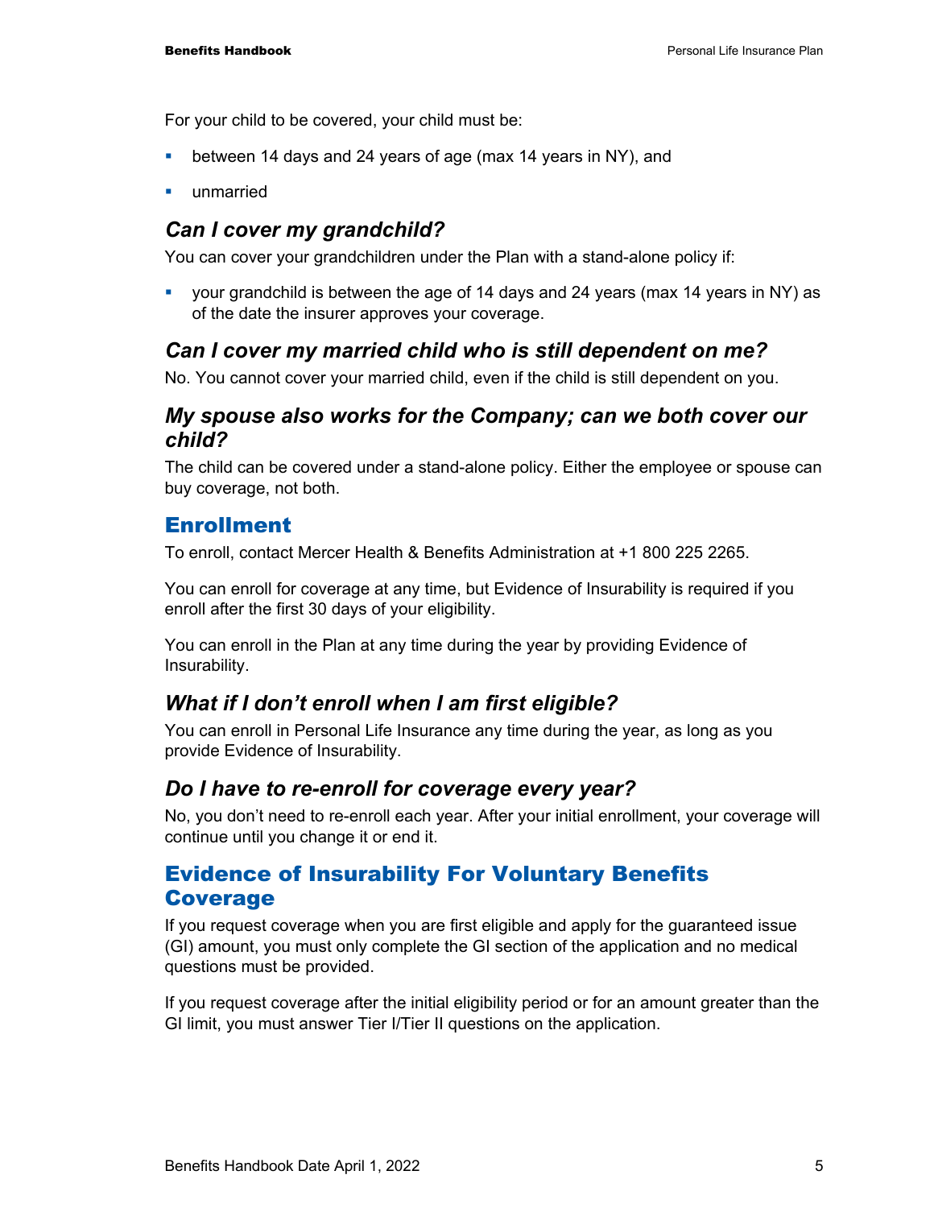For your child to be covered, your child must be:

- between 14 days and 24 years of age (max 14 years in NY), and
- unmarried

### *Can I cover my grandchild?*

You can cover your grandchildren under the Plan with a stand-alone policy if:

- your grandchild is between the age of 14 days and 24 years (max 14 years in NY) as of the date the insurer approves your coverage.

### *Can I cover my married child who is still dependent on me?*

No. You cannot cover your married child, even if the child is still dependent on you.

### *My spouse also works for the Company; can we both cover our child?*

The child can be covered under a stand-alone policy. Either the employee or spouse can buy coverage, not both.

## Enrollment

To enroll, contact Mercer Health & Benefits Administration at +1 800 225 2265.

You can enroll for coverage at any time, but Evidence of Insurability is required if you enroll after the first 30 days of your eligibility.

You can enroll in the Plan at any time during the year by providing Evidence of Insurability.

### *What if I don't enroll when I am first eligible?*

You can enroll in Personal Life Insurance any time during the year, as long as you provide Evidence of Insurability.

### *Do I have to re-enroll for coverage every year?*

No, you don't need to re-enroll each year. After your initial enrollment, your coverage will continue until you change it or end it.

## Evidence of Insurability For Voluntary Benefits Coverage

If you request coverage when you are first eligible and apply for the guaranteed issue (GI) amount, you must only complete the GI section of the application and no medical questions must be provided.

If you request coverage after the initial eligibility period or for an amount greater than the GI limit, you must answer Tier I/Tier II questions on the application.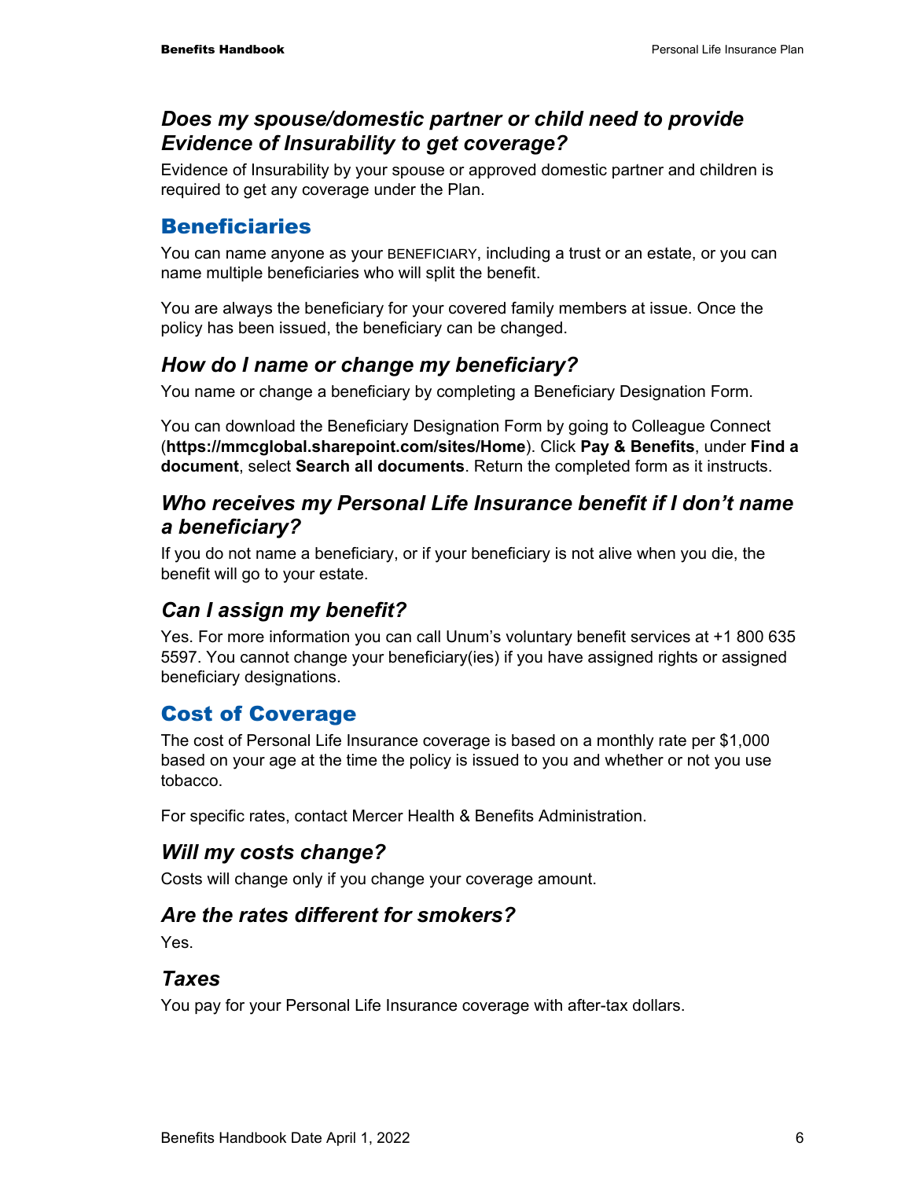### *Does my spouse/domestic partner or child need to provide Evidence of Insurability to get coverage?*

Evidence of Insurability by your spouse or approved domestic partner and children is required to get any coverage under the Plan.

## Beneficiaries

You can name anyone as your BENEFICIARY, including a trust or an estate, or you can name multiple beneficiaries who will split the benefit.

You are always the beneficiary for your covered family members at issue. Once the policy has been issued, the beneficiary can be changed.

### *How do I name or change my beneficiary?*

You name or change a beneficiary by completing a Beneficiary Designation Form.

You can download the Beneficiary Designation Form by going to Colleague Connect (**https://mmcglobal.sharepoint.com/sites/Home**). Click **Pay & Benefits**, under **Find a document**, select **Search all documents**. Return the completed form as it instructs.

### *Who receives my Personal Life Insurance benefit if I don't name a beneficiary?*

If you do not name a beneficiary, or if your beneficiary is not alive when you die, the benefit will go to your estate.

### *Can I assign my benefit?*

Yes. For more information you can call Unum's voluntary benefit services at +1 800 635 5597. You cannot change your beneficiary(ies) if you have assigned rights or assigned beneficiary designations.

## Cost of Coverage

The cost of Personal Life Insurance coverage is based on a monthly rate per $1,000 based on your age at the time the policy is issued to you and whether or not you use tobacco.

For specific rates, contact Mercer Health & Benefits Administration.

### *Will my costs change?*

Costs will change only if you change your coverage amount.

### *Are the rates different for smokers?*

Yes.

### *Taxes*

You pay for your Personal Life Insurance coverage with after-tax dollars.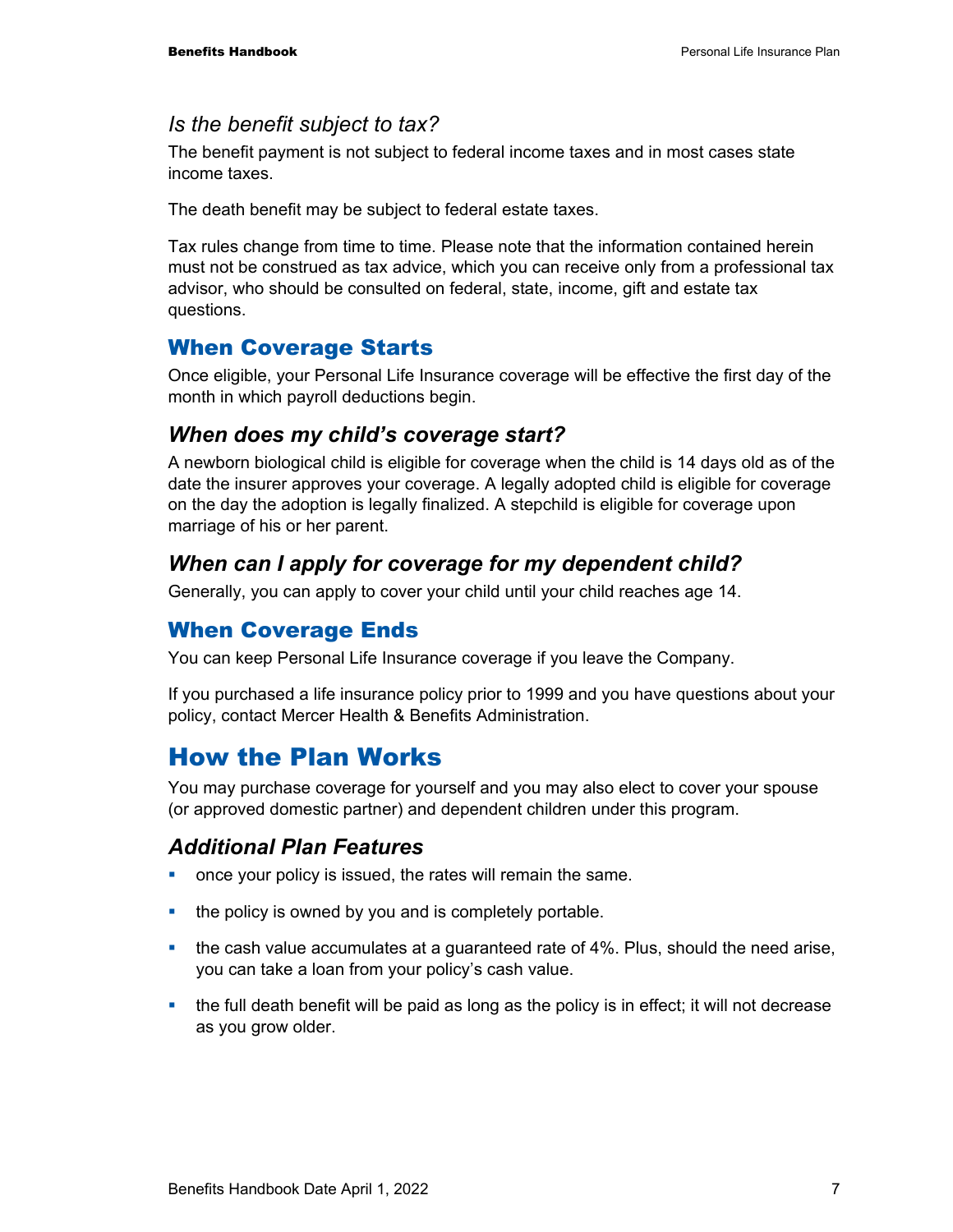### *Is the benefit subject to tax?*

The benefit payment is not subject to federal income taxes and in most cases state income taxes.

The death benefit may be subject to federal estate taxes.

Tax rules change from time to time. Please note that the information contained herein must not be construed as tax advice, which you can receive only from a professional tax advisor, who should be consulted on federal, state, income, gift and estate tax questions.

## When Coverage Starts

Once eligible, your Personal Life Insurance coverage will be effective the first day of the month in which payroll deductions begin.

### *When does my child's coverage start?*

A newborn biological child is eligible for coverage when the child is 14 days old as of the date the insurer approves your coverage. A legally adopted child is eligible for coverage on the day the adoption is legally finalized. A stepchild is eligible for coverage upon marriage of his or her parent.

### *When can I apply for coverage for my dependent child?*

Generally, you can apply to cover your child until your child reaches age 14.

## When Coverage Ends

You can keep Personal Life Insurance coverage if you leave the Company.

If you purchased a life insurance policy prior to 1999 and you have questions about your policy, contact Mercer Health & Benefits Administration.

# How the Plan Works

You may purchase coverage for yourself and you may also elect to cover your spouse (or approved domestic partner) and dependent children under this program.

### *Additional Plan Features*

- once your policy is issued, the rates will remain the same.
- the policy is owned by you and is completely portable.
- the cash value accumulates at a guaranteed rate of 4%. Plus, should the need arise, you can take a loan from your policy's cash value.
- the full death benefit will be paid as long as the policy is in effect; it will not decrease as you grow older.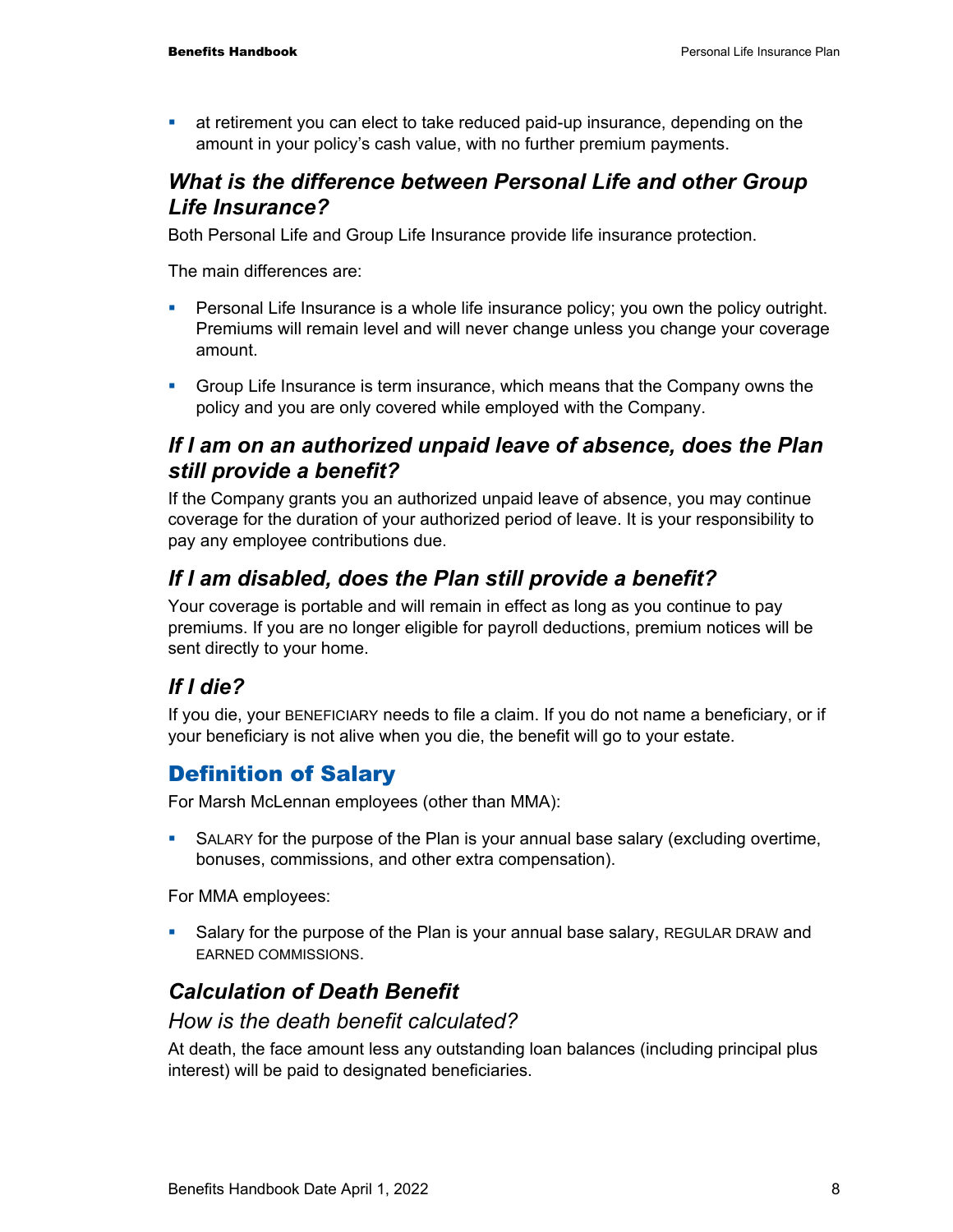- at retirement you can elect to take reduced paid-up insurance, depending on the amount in your policy's cash value, with no further premium payments.

### *What is the difference between Personal Life and other Group Life Insurance?*

Both Personal Life and Group Life Insurance provide life insurance protection.

The main differences are:

- Personal Life Insurance is a whole life insurance policy; you own the policy outright. Premiums will remain level and will never change unless you change your coverage amount.
- Group Life Insurance is term insurance, which means that the Company owns the policy and you are only covered while employed with the Company.

### *If I am on an authorized unpaid leave of absence, does the Plan still provide a benefit?*

If the Company grants you an authorized unpaid leave of absence, you may continue coverage for the duration of your authorized period of leave. It is your responsibility to pay any employee contributions due.

### *If I am disabled, does the Plan still provide a benefit?*

Your coverage is portable and will remain in effect as long as you continue to pay premiums. If you are no longer eligible for payroll deductions, premium notices will be sent directly to your home.

### *If I die?*

If you die, your BENEFICIARY needs to file a claim. If you do not name a beneficiary, or if your beneficiary is not alive when you die, the benefit will go to your estate.

## Definition of Salary

For Marsh McLennan employees (other than MMA):

- SALARY for the purpose of the Plan is your annual base salary (excluding overtime, bonuses, commissions, and other extra compensation).

For MMA employees:

- Salary for the purpose of the Plan is your annual base salary, REGULAR DRAW and EARNED COMMISSIONS.

### *Calculation of Death Benefit*

#### *How is the death benefit calculated?*

At death, the face amount less any outstanding loan balances (including principal plus interest) will be paid to designated beneficiaries.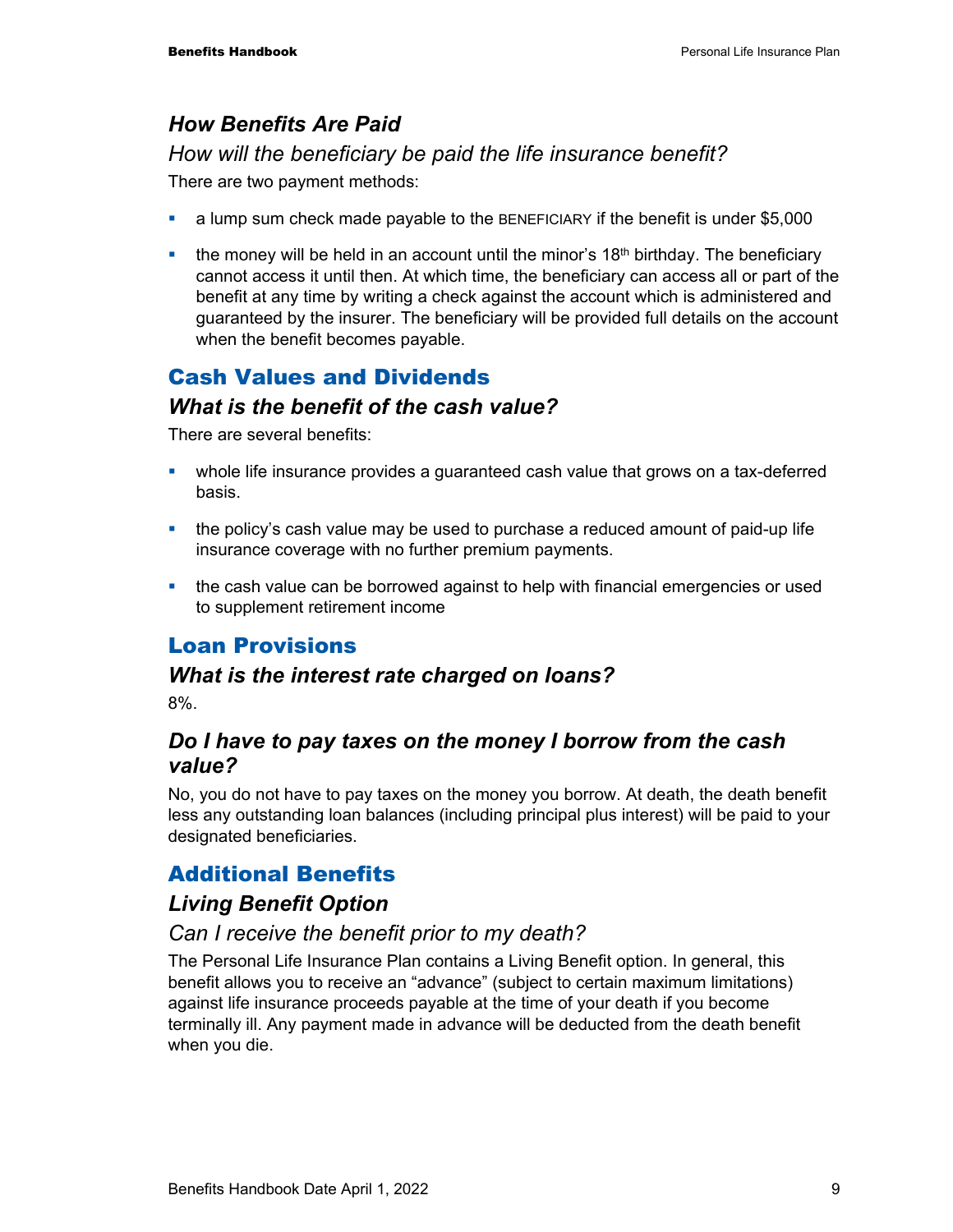### *How Benefits Are Paid*

*How will the beneficiary be paid the life insurance benefit?*

There are two payment methods:

- a lump sum check made payable to the BENEFICIARY if the benefit is under $5,000
- the money will be held in an account until the minor's 18th birthday. The beneficiary cannot access it until then. At which time, the beneficiary can access all or part of the benefit at any time by writing a check against the account which is administered and guaranteed by the insurer. The beneficiary will be provided full details on the account when the benefit becomes payable.

## Cash Values and Dividends

### *What is the benefit of the cash value?*

There are several benefits:

- whole life insurance provides a guaranteed cash value that grows on a tax-deferred basis.
- the policy's cash value may be used to purchase a reduced amount of paid-up life insurance coverage with no further premium payments.
- the cash value can be borrowed against to help with financial emergencies or used to supplement retirement income

## Loan Provisions

### *What is the interest rate charged on loans?*

8%.

### *Do I have to pay taxes on the money I borrow from the cash value?*

No, you do not have to pay taxes on the money you borrow. At death, the death benefit less any outstanding loan balances (including principal plus interest) will be paid to your designated beneficiaries.

## Additional Benefits

### *Living Benefit Option*

*Can I receive the benefit prior to my death?*

The Personal Life Insurance Plan contains a Living Benefit option. In general, this benefit allows you to receive an "advance" (subject to certain maximum limitations) against life insurance proceeds payable at the time of your death if you become terminally ill. Any payment made in advance will be deducted from the death benefit when you die.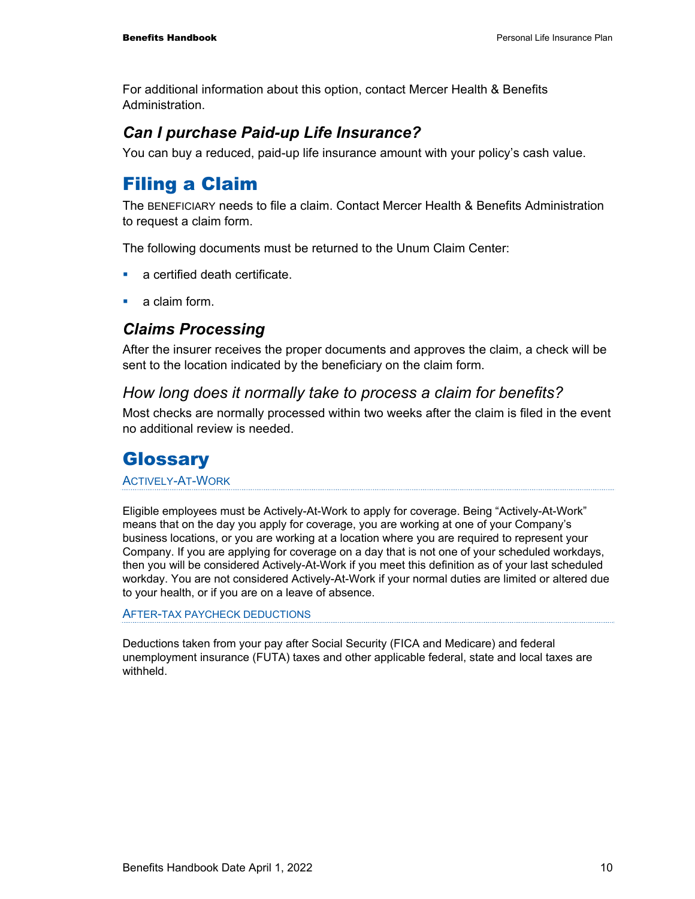For additional information about this option, contact Mercer Health & Benefits Administration.

### *Can I purchase Paid-up Life Insurance?*

You can buy a reduced, paid-up life insurance amount with your policy's cash value.

## Filing a Claim

The BENEFICIARY needs to file a claim. Contact Mercer Health & Benefits Administration to request a claim form.

The following documents must be returned to the Unum Claim Center:

- a certified death certificate.
- a claim form.

### *Claims Processing*

After the insurer receives the proper documents and approves the claim, a check will be sent to the location indicated by the beneficiary on the claim form.

#### *How long does it normally take to process a claim for benefits?*

Most checks are normally processed within two weeks after the claim is filed in the event no additional review is needed.

## Glossary

#### ACTIVELY-AT-WORK

Eligible employees must be Actively-At-Work to apply for coverage. Being "Actively-At-Work" means that on the day you apply for coverage, you are working at one of your Company's business locations, or you are working at a location where you are required to represent your Company. If you are applying for coverage on a day that is not one of your scheduled workdays, then you will be considered Actively-At-Work if you meet this definition as of your last scheduled workday. You are not considered Actively-At-Work if your normal duties are limited or altered due to your health, or if you are on a leave of absence.

#### AFTER-TAX PAYCHECK DEDUCTIONS

Deductions taken from your pay after Social Security (FICA and Medicare) and federal unemployment insurance (FUTA) taxes and other applicable federal, state and local taxes are withheld.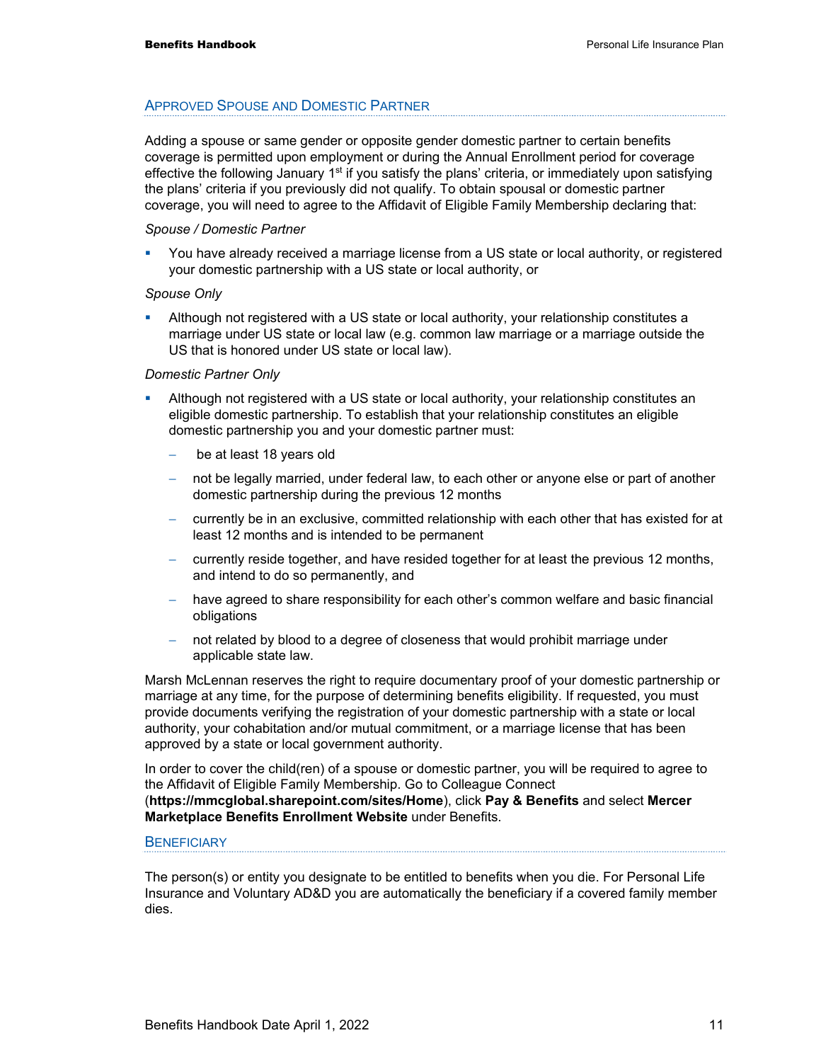## Approved Spouse and Domestic Partner

Adding a spouse or same gender or opposite gender domestic partner to certain benefits coverage is permitted upon employment or during the Annual Enrollment period for coverage effective the following January 1st if you satisfy the plans' criteria, or immediately upon satisfying the plans' criteria if you previously did not qualify. To obtain spousal or domestic partner coverage, you will need to agree to the Affidavit of Eligible Family Membership declaring that:

*Spouse / Domestic Partner*

- You have already received a marriage license from a US state or local authority, or registered your domestic partnership with a US state or local authority, or

*Spouse Only*

- Although not registered with a US state or local authority, your relationship constitutes a marriage under US state or local law (e.g. common law marriage or a marriage outside the US that is honored under US state or local law).

*Domestic Partner Only*

- Although not registered with a US state or local authority, your relationship constitutes an eligible domestic partnership. To establish that your relationship constitutes an eligible domestic partnership you and your domestic partner must:
  - be at least 18 years old
  - not be legally married, under federal law, to each other or anyone else or part of another domestic partnership during the previous 12 months
  - currently be in an exclusive, committed relationship with each other that has existed for at least 12 months and is intended to be permanent
  - currently reside together, and have resided together for at least the previous 12 months, and intend to do so permanently, and
  - have agreed to share responsibility for each other's common welfare and basic financial obligations
  - not related by blood to a degree of closeness that would prohibit marriage under applicable state law.

Marsh McLennan reserves the right to require documentary proof of your domestic partnership or marriage at any time, for the purpose of determining benefits eligibility. If requested, you must provide documents verifying the registration of your domestic partnership with a state or local authority, your cohabitation and/or mutual commitment, or a marriage license that has been approved by a state or local government authority.

In order to cover the child(ren) of a spouse or domestic partner, you will be required to agree to the Affidavit of Eligible Family Membership. Go to Colleague Connect (**https://mmcglobal.sharepoint.com/sites/Home**), click **Pay & Benefits** and select **Mercer Marketplace Benefits Enrollment Website** under Benefits.

## Beneficiary

The person(s) or entity you designate to be entitled to benefits when you die. For Personal Life Insurance and Voluntary AD&D you are automatically the beneficiary if a covered family member dies.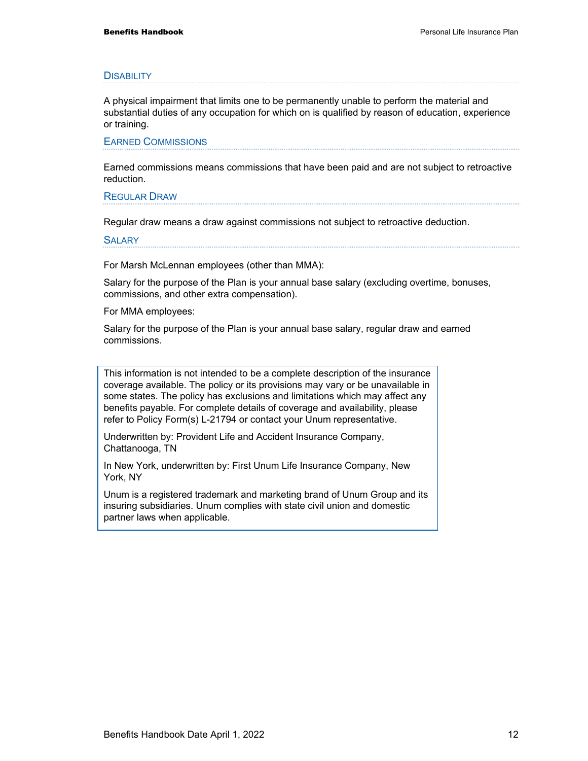### Disability

A physical impairment that limits one to be permanently unable to perform the material and substantial duties of any occupation for which on is qualified by reason of education, experience or training.

### Earned Commissions

Earned commissions means commissions that have been paid and are not subject to retroactive reduction.

### Regular Draw

Regular draw means a draw against commissions not subject to retroactive deduction.

### Salary

For Marsh McLennan employees (other than MMA):

Salary for the purpose of the Plan is your annual base salary (excluding overtime, bonuses, commissions, and other extra compensation).

For MMA employees:

Salary for the purpose of the Plan is your annual base salary, regular draw and earned commissions.

This information is not intended to be a complete description of the insurance coverage available. The policy or its provisions may vary or be unavailable in some states. The policy has exclusions and limitations which may affect any benefits payable. For complete details of coverage and availability, please refer to Policy Form(s) L-21794 or contact your Unum representative.

Underwritten by: Provident Life and Accident Insurance Company, Chattanooga, TN

In New York, underwritten by: First Unum Life Insurance Company, New York, NY

Unum is a registered trademark and marketing brand of Unum Group and its insuring subsidiaries. Unum complies with state civil union and domestic partner laws when applicable.